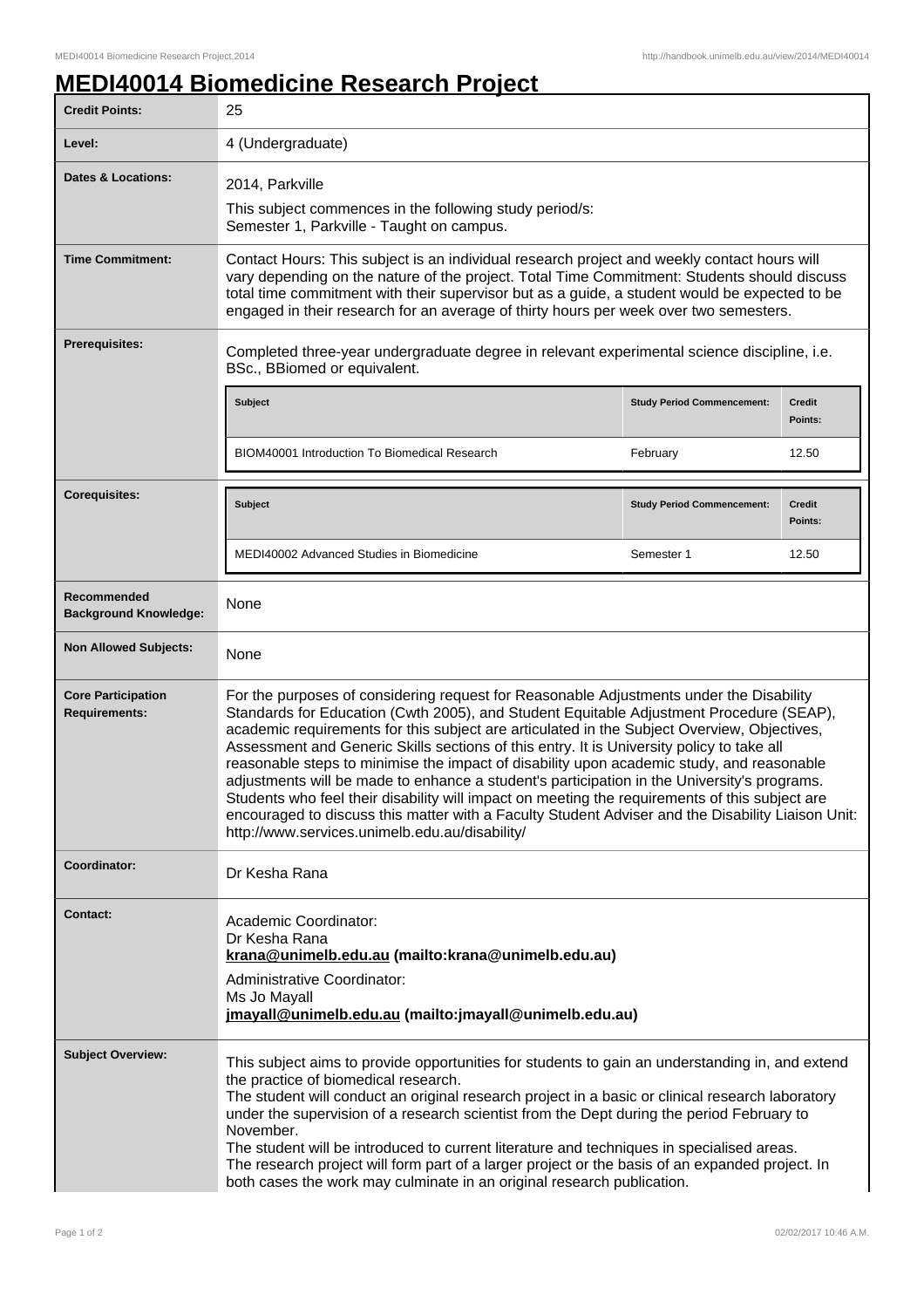# MEDI40014 Biomedicine Research Project

| **Credit Points:** | 25 |
|---|---|
| **Level:** | 4 (Undergraduate) |
| **Dates & Locations:** | 2014, Parkville<br>This subject commences in the following study period/s:<br>Semester 1, Parkville - Taught on campus. |
| **Time Commitment:** | Contact Hours: This subject is an individual research project and weekly contact hours will vary depending on the nature of the project. Total Time Commitment: Students should discuss total time commitment with their supervisor but as a guide, a student would be expected to be engaged in their research for an average of thirty hours per week over two semesters. |
| **Prerequisites:** | Completed three-year undergraduate degree in relevant experimental science discipline, i.e. BSc., BBiomed or equivalent.<br><br>Subject: BIOM40001 Introduction To Biomedical Research — Study Period Commencement: February — Credit Points: 12.50 |
| **Corequisites:** | Subject: MEDI40002 Advanced Studies in Biomedicine — Study Period Commencement: Semester 1 — Credit Points: 12.50 |
| **Recommended Background Knowledge:** | None |
| **Non Allowed Subjects:** | None |
| **Core Participation Requirements:** | For the purposes of considering request for Reasonable Adjustments under the Disability Standards for Education (Cwth 2005), and Student Equitable Adjustment Procedure (SEAP), academic requirements for this subject are articulated in the Subject Overview, Objectives, Assessment and Generic Skills sections of this entry. It is University policy to take all reasonable steps to minimise the impact of disability upon academic study, and reasonable adjustments will be made to enhance a student's participation in the University's programs. Students who feel their disability will impact on meeting the requirements of this subject are encouraged to discuss this matter with a Faculty Student Adviser and the Disability Liaison Unit: http://www.services.unimelb.edu.au/disability/ |
| **Coordinator:** | Dr Kesha Rana |
| **Contact:** | Academic Coordinator:<br>Dr Kesha Rana<br>**krana@unimelb.edu.au (mailto:krana@unimelb.edu.au)**<br>Administrative Coordinator:<br>Ms Jo Mayall<br>**jmayall@unimelb.edu.au (mailto:jmayall@unimelb.edu.au)** |
| **Subject Overview:** | This subject aims to provide opportunities for students to gain an understanding in, and extend the practice of biomedical research.<br>The student will conduct an original research project in a basic or clinical research laboratory under the supervision of a research scientist from the Dept during the period February to November.<br>The student will be introduced to current literature and techniques in specialised areas.<br>The research project will form part of a larger project or the basis of an expanded project. In both cases the work may culminate in an original research publication. |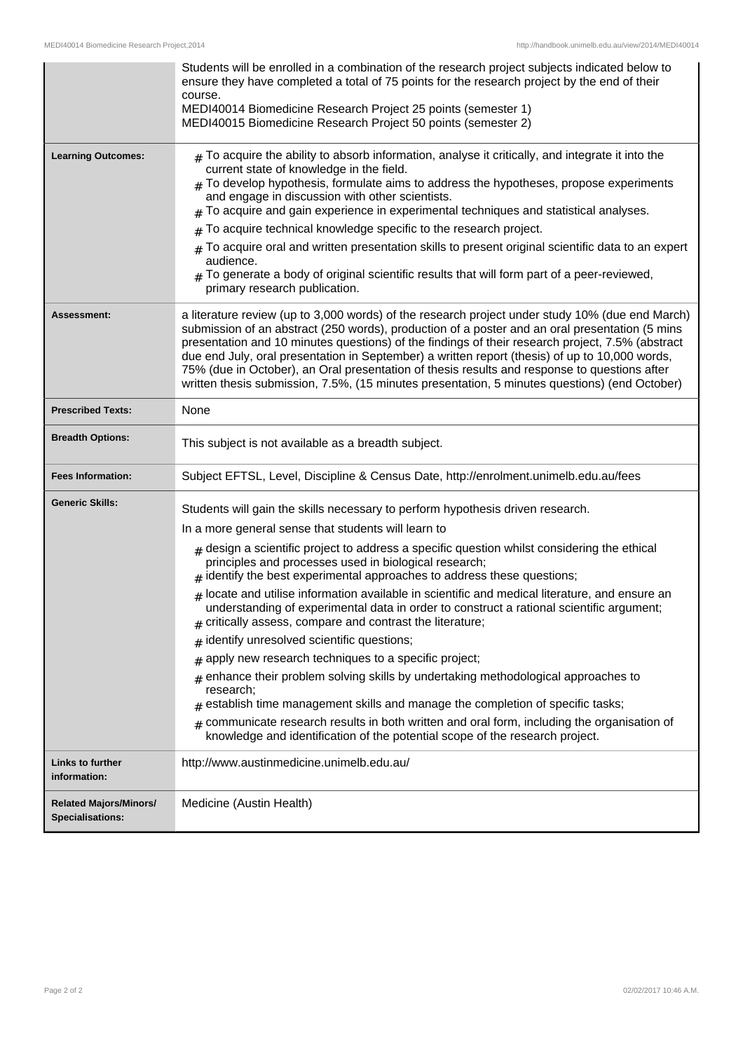| | |
|---|---|
| | Students will be enrolled in a combination of the research project subjects indicated below to ensure they have completed a total of 75 points for the research project by the end of their course.<br>MEDI40014 Biomedicine Research Project 25 points (semester 1)<br>MEDI40015 Biomedicine Research Project 50 points (semester 2) |
| **Learning Outcomes:** | # To acquire the ability to absorb information, analyse it critically, and integrate it into the current state of knowledge in the field.<br># To develop hypothesis, formulate aims to address the hypotheses, propose experiments and engage in discussion with other scientists.<br># To acquire and gain experience in experimental techniques and statistical analyses.<br># To acquire technical knowledge specific to the research project.<br># To acquire oral and written presentation skills to present original scientific data to an expert audience.<br># To generate a body of original scientific results that will form part of a peer-reviewed, primary research publication. |
| **Assessment:** | a literature review (up to 3,000 words) of the research project under study 10% (due end March) submission of an abstract (250 words), production of a poster and an oral presentation (5 mins presentation and 10 minutes questions) of the findings of their research project, 7.5% (abstract due end July, oral presentation in September) a written report (thesis) of up to 10,000 words, 75% (due in October), an Oral presentation of thesis results and response to questions after written thesis submission, 7.5%, (15 minutes presentation, 5 minutes questions) (end October) |
| **Prescribed Texts:** | None |
| **Breadth Options:** | This subject is not available as a breadth subject. |
| **Fees Information:** | Subject EFTSL, Level, Discipline & Census Date, http://enrolment.unimelb.edu.au/fees |
| **Generic Skills:** | Students will gain the skills necessary to perform hypothesis driven research.<br>In a more general sense that students will learn to<br># design a scientific project to address a specific question whilst considering the ethical principles and processes used in biological research;<br># identify the best experimental approaches to address these questions;<br># locate and utilise information available in scientific and medical literature, and ensure an understanding of experimental data in order to construct a rational scientific argument;<br># critically assess, compare and contrast the literature;<br># identify unresolved scientific questions;<br># apply new research techniques to a specific project;<br># enhance their problem solving skills by undertaking methodological approaches to research;<br># establish time management skills and manage the completion of specific tasks;<br># communicate research results in both written and oral form, including the organisation of knowledge and identification of the potential scope of the research project. |
| **Links to further information:** | http://www.austinmedicine.unimelb.edu.au/ |
| **Related Majors/Minors/ Specialisations:** | Medicine (Austin Health) |